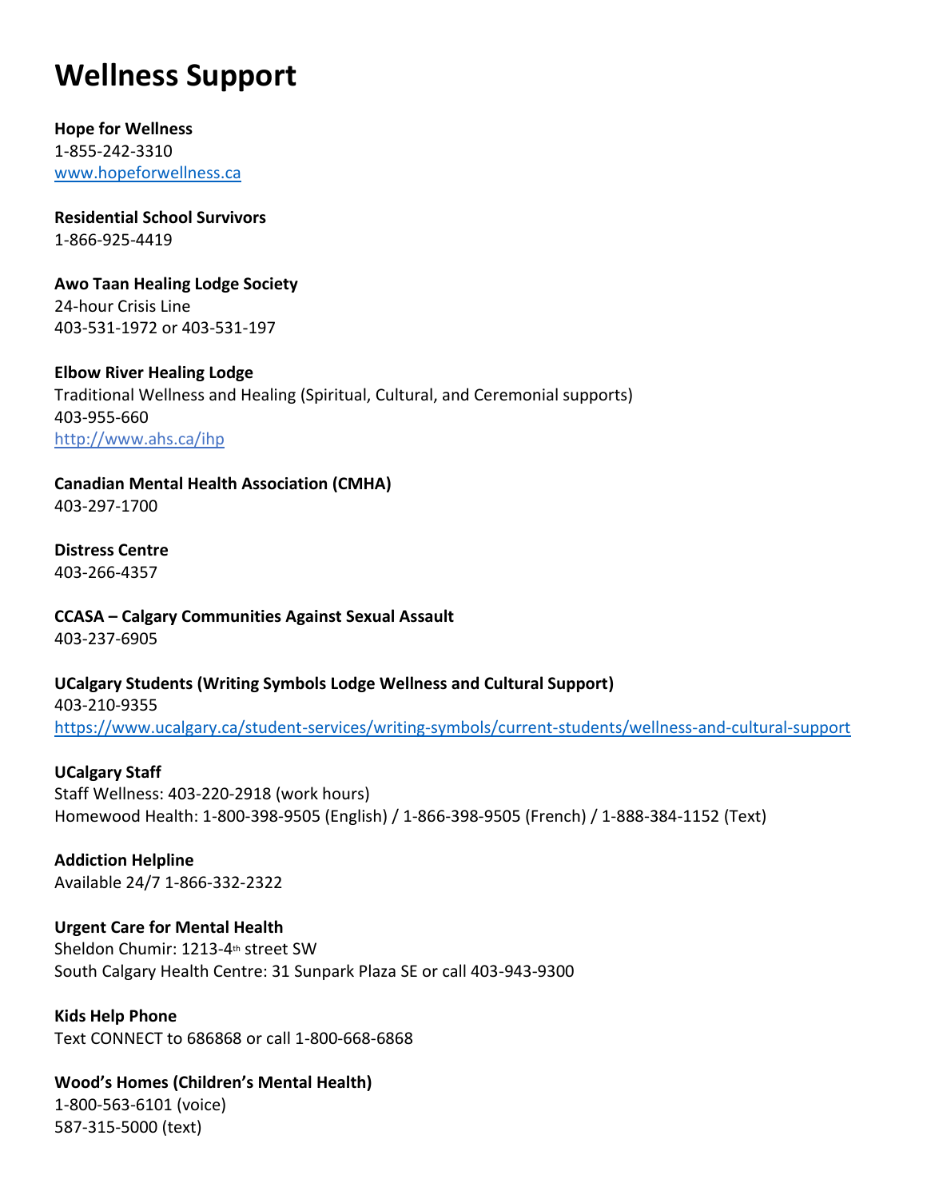# Wellness Support

**Hope for Wellness**
1-855-242-3310
[www.hopeforwellness.ca](http://www.hopeforwellness.ca)

**Residential School Survivors**
1-866-925-4419

**Awo Taan Healing Lodge Society**
24-hour Crisis Line
403-531-1972 or 403-531-197

**Elbow River Healing Lodge**
Traditional Wellness and Healing (Spiritual, Cultural, and Ceremonial supports)
403-955-660
[http://www.ahs.ca/ihp](http://www.ahs.ca/ihp)

**Canadian Mental Health Association (CMHA)**
403-297-1700

**Distress Centre**
403-266-4357

**CCASA – Calgary Communities Against Sexual Assault**
403-237-6905

**UCalgary Students (Writing Symbols Lodge Wellness and Cultural Support)**
403-210-9355
[https://www.ucalgary.ca/student-services/writing-symbols/current-students/wellness-and-cultural-support](https://www.ucalgary.ca/student-services/writing-symbols/current-students/wellness-and-cultural-support)

**UCalgary Staff**
Staff Wellness: 403-220-2918 (work hours)
Homewood Health: 1-800-398-9505 (English) / 1-866-398-9505 (French) / 1-888-384-1152 (Text)

**Addiction Helpline**
Available 24/7 1-866-332-2322

**Urgent Care for Mental Health**
Sheldon Chumir: 1213-4th street SW
South Calgary Health Centre: 31 Sunpark Plaza SE or call 403-943-9300

**Kids Help Phone**
Text CONNECT to 686868 or call 1-800-668-6868

**Wood's Homes (Children's Mental Health)**
1-800-563-6101 (voice)
587-315-5000 (text)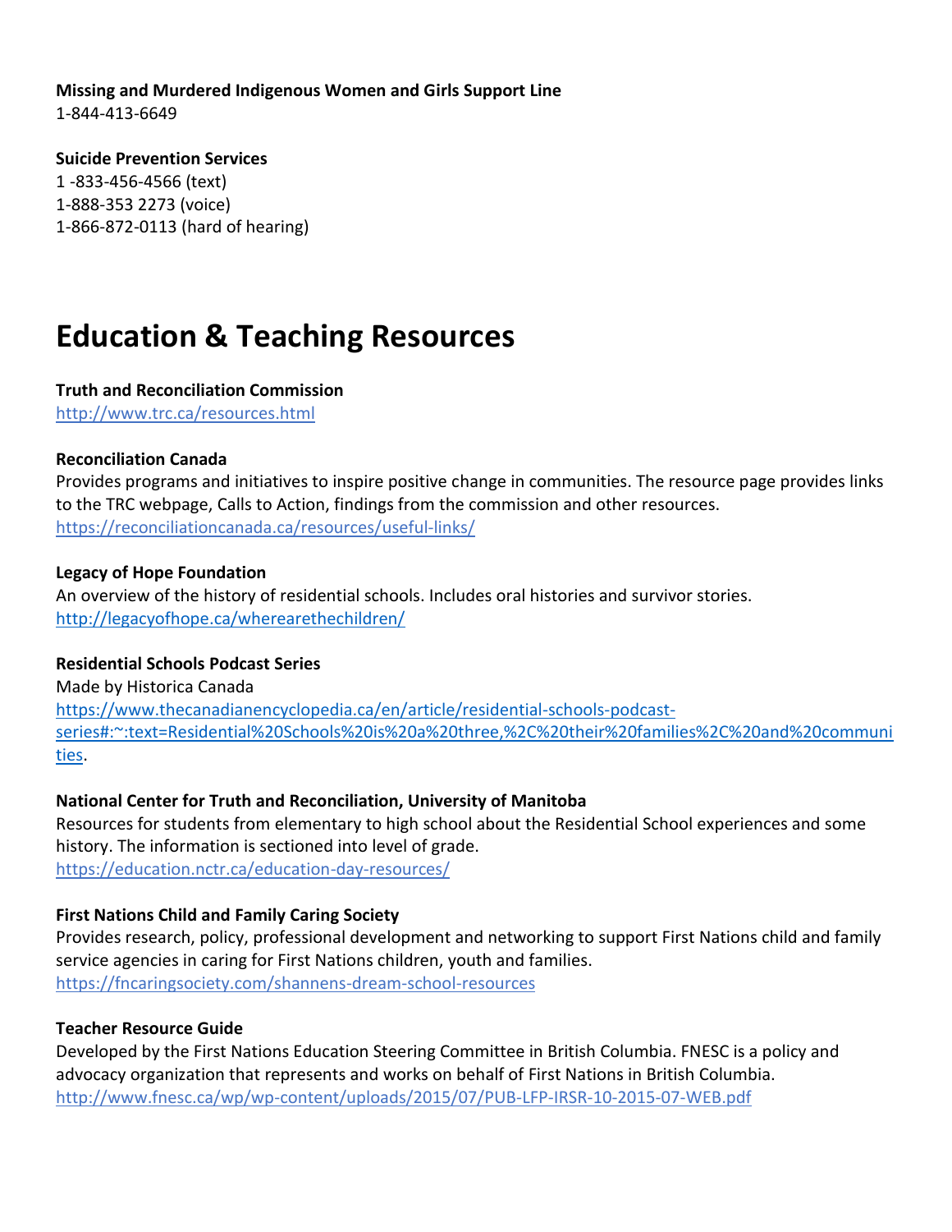**Missing and Murdered Indigenous Women and Girls Support Line**
1-844-413-6649

**Suicide Prevention Services**
1 -833-456-4566 (text)
1-888-353 2273 (voice)
1-866-872-0113 (hard of hearing)

# Education & Teaching Resources

**Truth and Reconciliation Commission**
http://www.trc.ca/resources.html

**Reconciliation Canada**
Provides programs and initiatives to inspire positive change in communities. The resource page provides links to the TRC webpage, Calls to Action, findings from the commission and other resources.
https://reconciliationcanada.ca/resources/useful-links/

**Legacy of Hope Foundation**
An overview of the history of residential schools. Includes oral histories and survivor stories.
http://legacyofhope.ca/wherearethechildren/

**Residential Schools Podcast Series**
Made by Historica Canada
https://www.thecanadianencyclopedia.ca/en/article/residential-schools-podcast-series#:~:text=Residential%20Schools%20is%20a%20three,%2C%20their%20families%2C%20and%20communities.

**National Center for Truth and Reconciliation, University of Manitoba**
Resources for students from elementary to high school about the Residential School experiences and some history. The information is sectioned into level of grade.
https://education.nctr.ca/education-day-resources/

**First Nations Child and Family Caring Society**
Provides research, policy, professional development and networking to support First Nations child and family service agencies in caring for First Nations children, youth and families.
https://fncaringsociety.com/shannens-dream-school-resources

**Teacher Resource Guide**
Developed by the First Nations Education Steering Committee in British Columbia. FNESC is a policy and advocacy organization that represents and works on behalf of First Nations in British Columbia.
http://www.fnesc.ca/wp/wp-content/uploads/2015/07/PUB-LFP-IRSR-10-2015-07-WEB.pdf